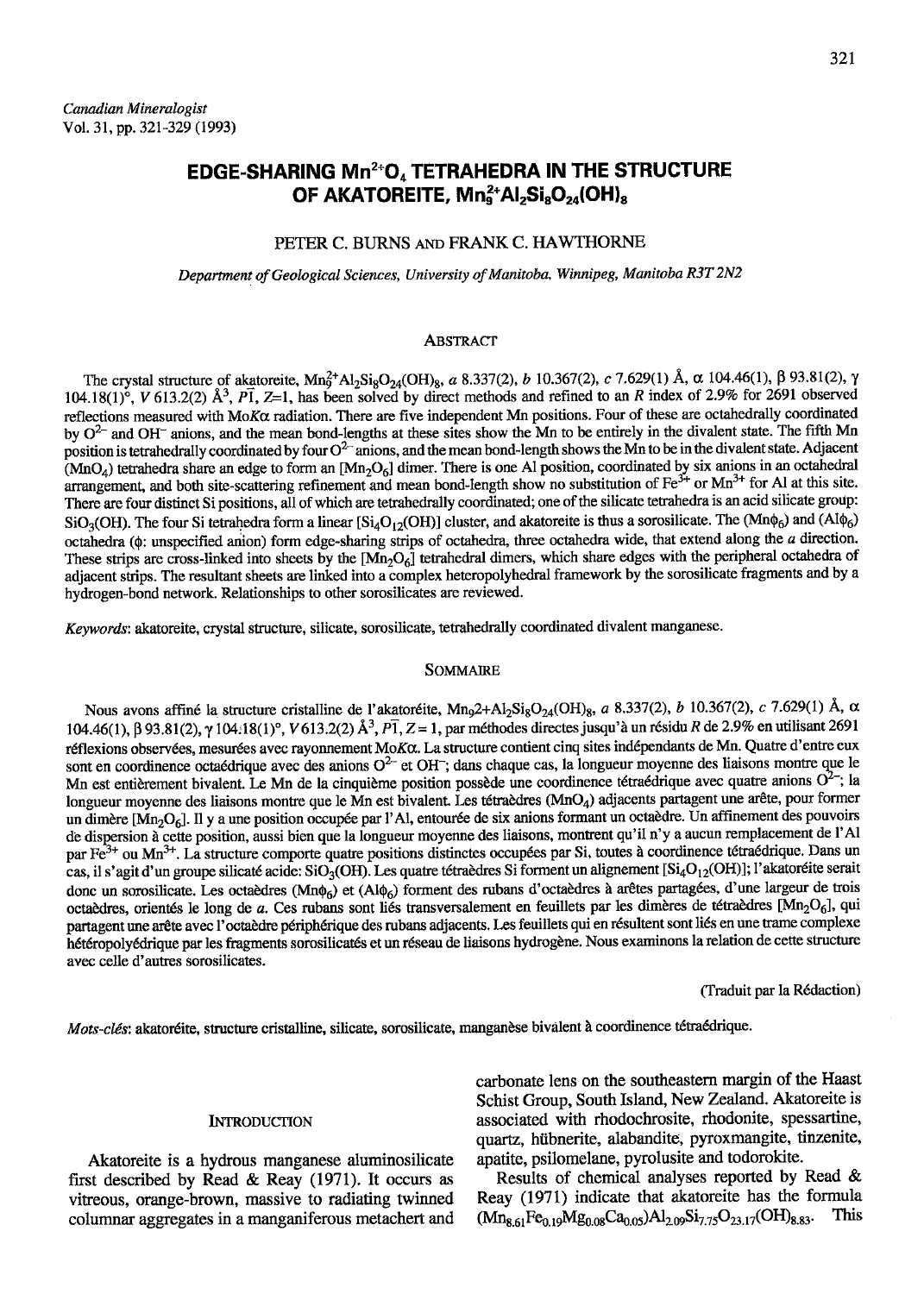*Canadian Mineralogist*
Vol. 31, pp. 321-329 (1993)

# EDGE-SHARING $Mn^{2+}O_4$ TETRAHEDRA IN THE STRUCTURE OF AKATOREITE, $Mn^{2+}_9Al_2Si_8O_{24}(OH)_8$

PETER C. BURNS AND FRANK C. HAWTHORNE

*Department of Geological Sciences, University of Manitoba, Winnipeg, Manitoba R3T 2N2*

## ABSTRACT

The crystal structure of akatoreite, $Mn^{2+}_9Al_2Si_8O_{24}(OH)_8$, *a* 8.337(2), *b* 10.367(2), *c* 7.629(1) Å, α 104.46(1), β 93.81(2), γ 104.18(1)°, *V* 613.2(2) Å$^3$, $P\bar{1}$, Z=1, has been solved by direct methods and refined to an *R* index of 2.9% for 2691 observed reflections measured with Mo*K*α radiation. There are five independent Mn positions. Four of these are octahedrally coordinated by $O^{2-}$ and $OH^-$ anions, and the mean bond-lengths at these sites show the Mn to be entirely in the divalent state. The fifth Mn position is tetrahedrally coordinated by four $O^{2-}$ anions, and the mean bond-length shows the Mn to be in the divalent state. Adjacent ($MnO_4$) tetrahedra share an edge to form an [$Mn_2O_6$] dimer. There is one Al position, coordinated by six anions in an octahedral arrangement, and both site-scattering refinement and mean bond-length show no substitution of $Fe^{3+}$ or $Mn^{3+}$ for Al at this site. There are four distinct Si positions, all of which are tetrahedrally coordinated; one of the silicate tetrahedra is an acid silicate group: $SiO_3(OH)$. The four Si tetrahedra form a linear [$Si_4O_{12}(OH)$] cluster, and akatoreite is thus a sorosilicate. The ($Mn\phi_6$) and ($Al\phi_6$) octahedra (φ: unspecified anion) form edge-sharing strips of octahedra, three octahedra wide, that extend along the *a* direction. These strips are cross-linked into sheets by the [$Mn_2O_6$] tetrahedral dimers, which share edges with the peripheral octahedra of adjacent strips. The resultant sheets are linked into a complex heteropolyhedral framework by the sorosilicate fragments and by a hydrogen-bond network. Relationships to other sorosilicates are reviewed.

*Keywords*: akatoreite, crystal structure, silicate, sorosilicate, tetrahedrally coordinated divalent manganese.

## SOMMAIRE

Nous avons affiné la structure cristalline de l'akatoréite, Mn9$^{2+}$Al$_2$Si$_8$O$_{24}$(OH)$_8$, *a* 8.337(2), *b* 10.367(2), *c* 7.629(1) Å, α 104.46(1), β 93.81(2), γ 104.18(1)°, *V* 613.2(2) Å$^3$, $P\bar{1}$, *Z* = 1, par méthodes directes jusqu'à un résidu *R* de 2.9% en utilisant 2691 réflexions observées, mesurées avec rayonnement Mo*K*α. La structure contient cinq sites indépendants de Mn. Quatre d'entre eux sont en coordinence octaédrique avec des anions $O^{2-}$ et $OH^-$; dans chaque cas, la longueur moyenne des liaisons montre que le Mn est entièrement bivalent. Le Mn de la cinquième position possède une coordinence tétraédrique avec quatre anions $O^{2-}$; la longueur moyenne des liaisons montre que le Mn est bivalent. Les tétraèdres ($MnO_4$) adjacents partagent une arête, pour former un dimère [$Mn_2O_6$]. Il y a une position occupée par l'Al, entourée de six anions formant un octaèdre. Un affinement des pouvoirs de dispersion à cette position, aussi bien que la longueur moyenne des liaisons, montrent qu'il n'y a aucun remplacement de l'Al par $Fe^{3+}$ ou $Mn^{3+}$. La structure comporte quatre positions distinctes occupées par Si, toutes à coordinence tétraédrique. Dans un cas, il s'agit d'un groupe silicaté acide: $SiO_3(OH)$. Les quatre tétraèdres Si forment un alignement [$Si_4O_{12}(OH)$]; l'akatoréite serait donc un sorosilicate. Les octaèdres ($Mn\phi_6$) et ($Al\phi_6$) forment des rubans d'octaèdres à arêtes partagées, d'une largeur de trois octaèdres, orientés le long de *a*. Ces rubans sont liés transversalement en feuillets par les dimères de tétraèdres [$Mn_2O_6$], qui partagent une arête avec l'octaèdre périphérique des rubans adjacents. Les feuillets qui en résultent sont liés en une trame complexe hétéropolyédrique par les fragments sorosilicatés et un réseau de liaisons hydrogène. Nous examinons la relation de cette structure avec celle d'autres sorosilicates.

(Traduit par la Rédaction)

*Mots-clés*: akatoréite, structure cristalline, silicate, sorosilicate, manganèse bivalent à coordinence tétraédrique.

## INTRODUCTION

Akatoreite is a hydrous manganese aluminosilicate first described by Read & Reay (1971). It occurs as vitreous, orange-brown, massive to radiating twinned columnar aggregates in a manganiferous metachert and carbonate lens on the southeastern margin of the Haast Schist Group, South Island, New Zealand. Akatoreite is associated with rhodochrosite, rhodonite, spessartine, quartz, hübnerite, alabandite, pyroxmangite, tinzenite, apatite, psilomelane, pyrolusite and todorokite.

Results of chemical analyses reported by Read & Reay (1971) indicate that akatoreite has the formula $(Mn_{8.61}Fe_{0.19}Mg_{0.08}Ca_{0.05})Al_{2.09}Si_{7.75}O_{23.17}(OH)_{8.83}$. This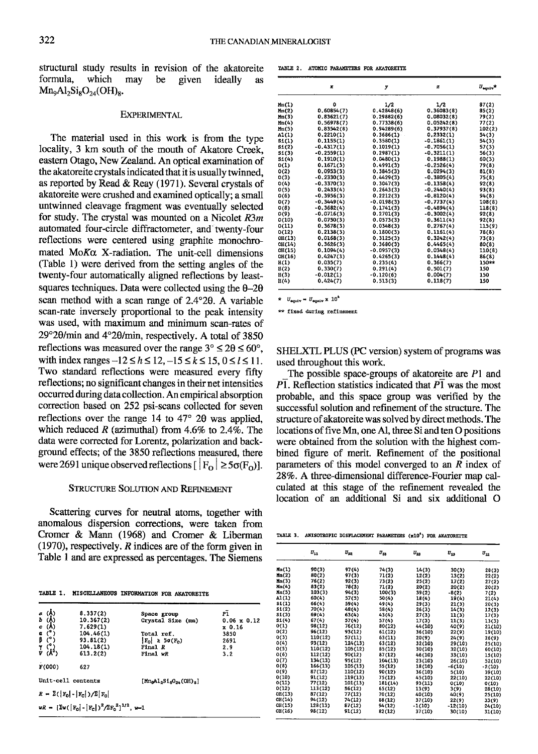structural study results in revision of the akatoreite formula, which may be given ideally as $Mn_9Al_2Si_8O_{24}(OH)_8$.

## EXPERIMENTAL

The material used in this work is from the type locality, 3 km south of the mouth of Akatore Creek, eastern Otago, New Zealand. An optical examination of the akatoreite crystals indicated that it is usually twinned, as reported by Read & Reay (1971). Several crystals of akatoreite were crushed and examined optically; a small untwinned cleavage fragment was eventually selected for study. The crystal was mounted on a Nicolet $R3m$ automated four-circle diffractometer, and twenty-four reflections were centered using graphite monochromated Mo$K\alpha$ X-radiation. The unit-cell dimensions (Table 1) were derived from the setting angles of the twenty-four automatically aligned reflections by least-squares techniques. Data were collected using the $\theta$–$2\theta$ scan method with a scan range of 2.4°2θ. A variable scan-rate inversely proportional to the peak intensity was used, with maximum and minimum scan-rates of 29°2θ/min and 4°2θ/min, respectively. A total of 3850 reflections was measured over the range $3° \leq 2\theta \leq 60°$, with index ranges $-12 \leq h \leq 12$, $-15 \leq k \leq 15$, $0 \leq l \leq 11$. Two standard reflections were measured every fifty reflections; no significant changes in their net intensities occurred during data collection. An empirical absorption correction based on 252 psi-scans collected for seven reflections over the range 14 to 47° 2θ was applied, which reduced $R$ (azimuthal) from 4.6% to 2.4%. The data were corrected for Lorentz, polarization and background effects; of the 3850 reflections measured, there were 2691 unique observed reflections [ $|F_O| \geq 5\sigma(F_O)$].

## STRUCTURE SOLUTION AND REFINEMENT

Scattering curves for neutral atoms, together with anomalous dispersion corrections, were taken from Cromer & Mann (1968) and Cromer & Liberman (1970), respectively. $R$ indices are of the form given in Table 1 and are expressed as percentages. The Siemens SHELXTL PLUS (PC version) system of programs was used throughout this work.

The possible space-groups of akatoreite are $P1$ and $P\bar{1}$. Reflection statistics indicated that $P\bar{1}$ was the most probable, and this space group was verified by the successful solution and refinement of the structure. The structure of akatoreite was solved by direct methods. The locations of five Mn, one Al, three Si and ten O positions were obtained from the solution with the highest combined figure of merit. Refinement of the positional parameters of this model converged to an $R$ index of 28%. A three-dimensional difference-Fourier map calculated at this stage of the refinement revealed the location of an additional Si and six additional O

TABLE 1. MISCELLANEOUS INFORMATION FOR AKATOREITE

| | | | |
|---|---|---|---|
| $a$ (Å) | 8.337(2) | Space group | $P\bar{1}$ |
| $b$ (Å) | 10.367(2) | Crystal Size (mm) | 0.06 x 0.12 x 0.16 |
| $c$ (Å) | 7.629(1) | | |
| $\alpha$ (°) | 104.46(1) | Total ref. | 3850 |
| $\beta$ (°) | 93.81(2) | $\|F_O\| \geq 5\sigma(F_O)$ | 2691 |
| $\gamma$ (°) | 104.18(1) | Final $R$ | 2.9 |
| $V$ (Å$^3$) | 613.2(2) | Final $wR$ | 3.2 |
| $F(000)$ | 627 | | |
| Unit-cell contents | | $[Mn_9Al_2Si_8O_{24}(OH)_8]$ | |

$R = \Sigma(|F_O|-|F_C|)/\Sigma|F_O|$

$wR = [\Sigma w(|F_O|-|F_C|)^2/\Sigma F_O^2]^{1/2}$, $w$=1

TABLE 2. ATOMIC PARAMETERS FOR AKATOREITE

| | $x$ | $y$ | $z$ | $U_{equiv}$* |
|---|---|---|---|---|
| Mn(1) | 0 | 1/2 | 1/2 | 87(2) |
| Mn(2) | 0.60854(7) | 0.42848(6) | 0.36083(8) | 85(2) |
| Mn(3) | 0.83621(7) | 0.29882(6) | 0.08032(8) | 79(2) |
| Mn(4) | 0.56978(7) | 0.77338(6) | 0.05242(8) | 77(2) |
| Mn(5) | 0.83542(8) | 0.94289(6) | 0.37937(8) | 102(2) |
| Al(1) | 0.2210(1) | 0.3686(1) | 0.2332(1) | 54(3) |
| Si(1) | 0.1155(1) | 0.3580(1) | -0.1861(1) | 54(3) |
| Si(2) | -0.4317(1) | 0.1019(1) | -0.7056(1) | 57(3) |
| Si(3) | -0.2559(1) | 0.2987(1) | -0.3211(1) | 56(3) |
| Si(4) | 0.1910(1) | 0.0480(1) | 0.1988(1) | 60(3) |
| O(1) | 0.1671(3) | 0.4991(3) | -0.2526(4) | 79(8) |
| O(2) | 0.0953(3) | 0.3845(3) | 0.0294(3) | 81(8) |
| O(3) | -0.2330(3) | 0.4429(3) | -0.3805(4) | 75(8) |
| O(4) | -0.3370(3) | 0.3047(3) | -0.1358(4) | 92(8) |
| O(5) | 0.2633(4) | 0.2643(3) | -0.2440(4) | 93(8) |
| O(6) | -0.3956(3) | 0.2212(3) | -0.8120(4) | 94(8) |
| O(7) | -0.3449(4) | -0.0198(3) | -0.7737(4) | 108(8) |
| O(8) | -0.3682(4) | 0.1741(3) | -0.4894(4) | 118(8) |
| O(9) | -0.0716(3) | 0.2701(3) | -0.3002(4) | 92(8) |
| O(10) | 0.0750(3) | 0.0573(3) | 0.3611(4) | 92(8) |
| O(11) | 0.3678(3) | 0.0348(3) | 0.2767(4) | 115(9) |
| O(12) | 0.2138(3) | 0.1800(3) | 0.1161(4) | 78(8) |
| OH(13) | 0.0168(3) | 0.3125(3) | 0.3242(4) | 73(8) |
| OH(14) | 0.3626(3) | 0.3680(3) | 0.4465(4) | 80(8) |
| OH(15) | 0.1094(4) | -0.0957(3) | 0.0348(4) | 110(8) |
| OH(16) | 0.4247(3) | 0.4265(3) | 0.1648(4) | 86(8) |
| H(1) | 0.035(7) | 0.235(4) | 0.366(7) | 150** |
| H(2) | 0.330(7) | 0.291(4) | 0.501(7) | 150 |
| H(3) | -0.012(1) | -0.120(6) | 0.004(7) | 150 |
| H(4) | 0.424(7) | 0.513(3) | 0.118(7) | 150 |

\* $U_{equiv} = U_{equiv} \times 10^4$

\*\* fixed during refinement

TABLE 3. ANISOTROPIC DISPLACEMENT PARAMETERS ($\times 10^4$) FOR AKATOREITE

| | $U_{11}$ | $U_{22}$ | $U_{33}$ | $U_{23}$ | $U_{13}$ | $U_{12}$ |
|---|---|---|---|---|---|---|
| Mn(1) | 90(3) | 97(4) | 74(3) | 14(3) | 30(3) | 28(3) |
| Mn(2) | 80(2) | 97(3) | 71(2) | 12(2) | 13(2) | 22(2) |
| Mn(3) | 76(2) | 92(3) | 73(2) | 25(2) | 17(2) | 27(2) |
| Mn(4) | 83(2) | 78(3) | 71(2) | 20(2) | 20(2) | 20(2) |
| Mn(5) | 103(3) | 94(3) | 100(3) | 39(2) | -8(2) | 7(2) |
| Al(1) | 60(4) | 57(5) | 50(4) | 18(4) | 19(4) | 21(4) |
| Si(1) | 66(4) | 59(4) | 49(4) | 29(3) | 21(3) | 20(3) |
| Si(2) | 70(4) | 48(4) | 58(4) | 26(3) | 14(3) | 12(3) |
| Si(3) | 69(4) | 63(4) | 43(4) | 27(3) | 11(3) | 17(3) |
| Si(4) | 67(4) | 57(4) | 57(4) | 17(3) | 11(3) | 13(3) |
| O(1) | 98(12) | 76(12) | 80(12) | 44(10) | 40(9) | 21(10) |
| O(2) | 96(12) | 93(12) | 61(12) | 36(10) | 22(9) | 19(10) |
| O(3) | 110(12) | 57(11) | 63(11) | 20(9) | 24(9) | 26(9) |
| O(4) | 93(12) | 124(13) | 63(12) | 32(10) | 29(10) | 25(10) |
| O(5) | 110(12) | 105(12) | 85(12) | 30(10) | 32(10) | 60(10) |
| O(6) | 112(12) | 90(12) | 87(12) | 46(10) | 33(10) | 15(10) |
| O(7) | 134(13) | 95(12) | 104(13) | 23(10) | 26(10) | 52(10) |
| O(8) | 166(13) | 105(13) | 55(12) | 18(10) | -6(10) | -2(10) |
| O(9) | 87(12) | 110(12) | 90(12) | 36(10) | 5(10) | 39(10) |
| O(10) | 91(12) | 119(13) | 75(12) | 45(10) | 22(10) | 22(10) |
| O(11) | 77(12) | 101(13) | 181(14) | 93(11) | 0(10) | 0(10) |
| O(12) | 113(12) | 56(12) | 65(12) | 13(9) | 3(9) | 28(10) |
| OH(13) | 87(12) | 77(12) | 70(12) | 40(10) | 40(9) | 25(10) |
| OH(14) | 94(12) | 74(12) | 88(12) | 37(10) | 22(9) | 33(9) |
| OH(15) | 128(13) | 87(12) | 94(12) | -1(10) | -12(10) | 24(10) |
| OH(16) | 98(12) | 91(12) | 82(12) | 37(10) | 30(10) | 31(10) |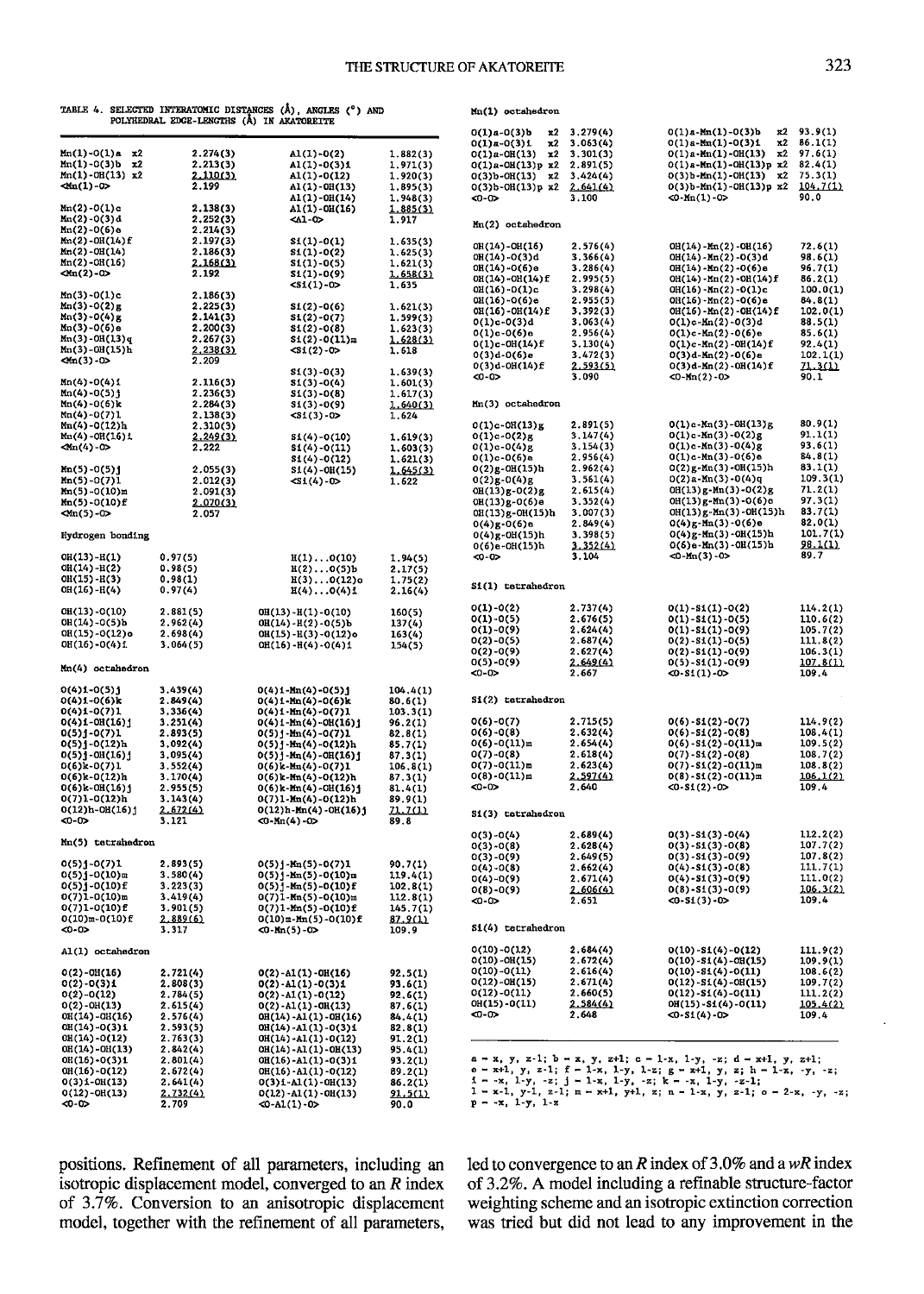TABLE 4. SELECTED INTERATOMIC DISTANCES (Å), ANGLES (°) AND POLYHEDRAL EDGE-LENGTHS (Å) IN AKATOREITE

| | | | |
|---|---|---|---|
| Mn(1)-O(1)a x2 | 2.274(3) | Al(1)-O(2) | 1.882(3) |
| Mn(1)-O(3)b x2 | 2.213(3) | Al(1)-O(3)i | 1.971(3) |
| Mn(1)-OH(13) x2 | 2.110(3) | Al(1)-O(12) | 1.920(3) |
| <Mn(1)-O> | 2.199 | Al(1)-OH(13) | 1.895(3) |
| | | Al(1)-OH(14) | 1.948(3) |
| Mn(2)-O(1)c | 2.138(3) | Al(1)-OH(16) | 1.885(3) |
| Mn(2)-O(3)d | 2.252(3) | <Al-O> | 1.917 |
| Mn(2)-O(6)e | 2.214(3) | | |
| Mn(2)-OH(14)f | 2.197(3) | Si(1)-O(1) | 1.635(3) |
| Mn(2)-OH(14) | 2.186(3) | Si(1)-O(2) | 1.625(3) |
| Mn(2)-OH(16) | 2.168(3) | Si(1)-O(5) | 1.621(3) |
| <Mn(2)-O> | 2.192 | Si(1)-O(9) | 1.658(3) |
| | | <Si(1)-O> | 1.635 |
| Mn(3)-O(1)c | 2.186(3) | | |
| Mn(3)-O(2)g | 2.225(3) | Si(2)-O(6) | 1.621(3) |
| Mn(3)-O(4)g | 2.141(3) | Si(2)-O(7) | 1.599(3) |
| Mn(3)-O(6)e | 2.200(3) | Si(2)-O(8) | 1.623(3) |
| Mn(3)-OH(13)g | 2.267(3) | Si(2)-O(11)m | 1.628(3) |
| Mn(3)-OH(15)h | 2.238(3) | <Si(2)-O> | 1.618 |
| <Mn(3)-O> | 2.209 | | |
| | | Si(3)-O(3) | 1.639(3) |
| Mn(4)-O(4)i | 2.116(3) | Si(3)-O(4) | 1.601(3) |
| Mn(4)-O(5)j | 2.236(3) | Si(3)-O(8) | 1.617(3) |
| Mn(4)-O(6)k | 2.284(3) | Si(3)-O(9) | 1.640(3) |
| Mn(4)-O(7)l | 2.138(3) | <Si(3)-O> | 1.624 |
| Mn(4)-O(12)h | 2.310(3) | | |
| Mn(4)-OH(16)i | 2.249(3) | Si(4)-O(10) | 1.619(3) |
| <Mn(4)-O> | 2.222 | Si(4)-O(11) | 1.603(3) |
| | | Si(4)-O(12) | 1.621(3) |
| Mn(5)-O(5)j | 2.055(3) | Si(4)-OH(15) | 1.645(3) |
| Mn(5)-O(7)l | 2.012(3) | <Si(4)-O> | 1.622 |
| Mn(5)-O(10)m | 2.091(3) | | |
| Mn(5)-O(10)f | 2.070(3) | | |
| <Mn(5)-O> | 2.057 | | |

Hydrogen bonding

| | | | |
|---|---|---|---|
| OH(13)-H(1) | 0.97(5) | H(1)...O(10) | 1.94(5) |
| OH(14)-H(2) | 0.98(5) | H(2)...O(5)b | 2.17(5) |
| OH(15)-H(3) | 0.98(1) | H(3)...O(12)o | 1.75(2) |
| OH(16)-H(4) | 0.97(4) | H(4)...O(4)i | 2.16(4) |
| OH(13)-O(10) | 2.881(5) | OH(13)-H(1)-O(10) | 160(5) |
| OH(14)-O(5)b | 2.962(4) | OH(14)-H(2)-O(5)b | 137(4) |
| OH(15)-O(12)o | 2.698(4) | OH(15)-H(3)-O(12)o | 163(4) |
| OH(16)-O(4)i | 3.064(5) | OH(16)-H(4)-O(4)i | 154(5) |

Mn(4) octahedron

| | | | |
|---|---|---|---|
| O(4)i-O(5)j | 3.439(4) | O(4)i-Mn(4)-O(5)j | 104.4(1) |
| O(4)i-O(6)k | 2.849(4) | O(4)i-Mn(4)-O(6)k | 80.6(1) |
| O(4)i-O(7)l | 3.336(4) | O(4)i-Mn(4)-O(7)l | 103.3(1) |
| O(4)i-OH(16)j | 3.251(4) | O(4)i-Mn(4)-OH(16)j | 96.2(1) |
| O(5)j-O(7)l | 2.893(5) | O(5)j-Mn(4)-O(7)l | 82.8(1) |
| O(5)j-O(12)h | 3.092(4) | O(5)j-Mn(4)-O(12)h | 85.7(1) |
| O(5)j-OH(16)j | 3.095(4) | O(5)j-Mn(4)-OH(16)j | 87.3(1) |
| O(6)k-O(7)l | 3.552(4) | O(6)k-Mn(4)-O(7)l | 106.8(1) |
| O(6)k-O(12)h | 3.170(4) | O(6)k-Mn(4)-O(12)h | 87.3(1) |
| O(6)k-OH(16)j | 2.955(5) | O(6)k-Mn(4)-OH(16)j | 81.4(1) |
| O(7)l-O(12)h | 3.143(4) | O(7)l-Mn(4)-O(12)h | 89.9(1) |
| O(12)h-OH(16)j | 2.672(4) | O(12)h-Mn(4)-OH(16)j | 71.7(1) |
| <O-O> | 3.121 | <O-Mn(4)-O> | 89.8 |

Mn(5) tetrahedron

| | | | |
|---|---|---|---|
| O(5)j-O(7)l | 2.893(5) | O(5)j-Mn(5)-O(7)l | 90.7(1) |
| O(5)j-O(10)m | 3.580(4) | O(5)j-Mn(5)-O(10)m | 119.4(1) |
| O(5)j-O(10)f | 3.223(3) | O(5)j-Mn(5)-O(10)f | 102.8(1) |
| O(7)l-O(10)m | 3.419(4) | O(7)l-Mn(5)-O(10)m | 112.8(1) |
| O(7)l-O(10)f | 3.901(5) | O(7)l-Mn(5)-O(10)f | 145.7(1) |
| O(10)m-O(10)f | 2.889(6) | O(10)m-Mn(5)-O(10)f | 87.9(1) |
| <O-O> | 3.317 | <O-Mn(5)-O> | 109.9 |

Al(1) octahedron

| | | | |
|---|---|---|---|
| O(2)-OH(16) | 2.721(4) | O(2)-Al(1)-OH(16) | 92.5(1) |
| O(2)-O(3)i | 2.808(3) | O(2)-Al(1)-O(3)i | 93.6(1) |
| O(2)-O(12) | 2.784(5) | O(2)-Al(1)-O(12) | 92.6(1) |
| O(2)-OH(13) | 2.615(4) | O(2)-Al(1)-OH(13) | 87.6(1) |
| OH(14)-OH(16) | 2.576(4) | OH(14)-Al(1)-OH(16) | 84.4(1) |
| OH(14)-O(3)i | 2.593(5) | OH(14)-Al(1)-O(3)i | 82.8(1) |
| OH(14)-O(12) | 2.763(3) | OH(14)-Al(1)-O(12) | 91.2(1) |
| OH(14)-OH(13) | 2.842(4) | OH(14)-Al(1)-OH(13) | 95.4(1) |
| OH(16)-O(3)i | 2.801(4) | OH(16)-Al(1)-O(3)i | 93.2(1) |
| OH(16)-O(12) | 2.672(4) | OH(16)-Al(1)-O(12) | 89.2(1) |
| O(3)i-OH(13) | 2.641(4) | O(3)i-Al(1)-OH(13) | 86.2(1) |
| O(12)-OH(13) | 2.732(4) | O(12)-Al(1)-OH(13) | 91.5(1) |
| <O-O> | 2.709 | <O-Al(1)-O> | 90.0 |

Mn(1) octahedron

| | | | |
|---|---|---|---|
| O(1)a-O(3)b x2 | 3.279(4) | O(1)a-Mn(1)-O(3)b x2 | 93.9(1) |
| O(1)a-O(3)i x2 | 3.063(4) | O(1)a-Mn(1)-O(3)i x2 | 86.1(1) |
| O(1)a-OH(13) x2 | 3.301(3) | O(1)a-Mn(1)-OH(13) x2 | 97.6(1) |
| O(1)a-OH(13)p x2 | 2.891(5) | O(1)a-Mn(1)-OH(13)p x2 | 82.4(1) |
| O(3)b-OH(13) x2 | 3.424(4) | O(3)b-Mn(1)-OH(13) x2 | 75.3(1) |
| O(3)b-OH(13)p x2 | 2.641(4) | O(3)b-Mn(1)-OH(13)p x2 | 104.7(1) |
| <O-O> | 3.100 | <O-Mn(1)-O> | 90.0 |

Mn(2) octahedron

| | | | |
|---|---|---|---|
| OH(14)-OH(16) | 2.576(4) | OH(14)-Mn(2)-OH(16) | 72.6(1) |
| OH(14)-O(3)d | 3.366(4) | OH(14)-Mn(2)-O(3)d | 98.6(1) |
| OH(14)-O(6)e | 3.286(4) | OH(14)-Mn(2)-O(6)e | 96.7(1) |
| OH(14)-OH(14)f | 2.995(5) | OH(14)-Mn(2)-OH(14)f | 86.2(1) |
| OH(16)-O(1)c | 3.298(4) | OH(16)-Mn(2)-O(1)c | 100.0(1) |
| OH(16)-O(6)e | 2.955(5) | OH(16)-Mn(2)-O(6)e | 84.8(1) |
| OH(16)-OH(14)f | 3.392(3) | OH(16)-Mn(2)-OH(14)f | 102.0(1) |
| O(1)c-O(3)d | 3.063(4) | O(1)c-Mn(2)-O(3)d | 88.5(1) |
| O(1)c-O(6)e | 2.956(4) | O(1)c-Mn(2)-O(6)e | 85.6(1) |
| O(1)c-OH(14)f | 3.130(4) | O(1)c-Mn(2)-OH(14)f | 92.4(1) |
| O(3)d-O(6)e | 3.472(3) | O(3)d-Mn(2)-O(6)e | 102.1(1) |
| O(3)d-OH(14)f | 2.593(5) | O(3)d-Mn(2)-OH(14)f | 71.3(1) |
| <O-O> | 3.090 | <O-Mn(2)-O> | 90.1 |

Mn(3) octahedron

| | | | |
|---|---|---|---|
| O(1)c-OH(13)g | 2.891(5) | O(1)c-Mn(3)-OH(13)g | 80.9(1) |
| O(1)c-O(2)g | 3.147(4) | O(1)c-Mn(3)-O(2)g | 91.1(1) |
| O(1)c-O(4)g | 3.154(3) | O(1)c-Mn(3)-O(4)g | 93.6(1) |
| O(1)c-O(6)e | 2.956(4) | O(1)c-Mn(3)-O(6)e | 84.8(1) |
| O(2)g-OH(15)h | 2.962(4) | O(2)g-Mn(3)-OH(15)h | 83.1(1) |
| O(2)g-O(4)g | 3.561(4) | O(2)a-Mn(3)-O(4)q | 109.3(1) |
| OH(13)g-O(2)g | 2.615(4) | OH(13)g-Mn(3)-O(2)g | 71.2(1) |
| OH(13)g-O(6)e | 3.352(4) | OH(13)g-Mn(3)-O(6)e | 97.3(1) |
| OH(13)g-OH(15)h | 3.007(3) | OH(13)g-Mn(3)-OH(15)h | 83.7(1) |
| O(4)g-O(6)e | 2.849(4) | O(4)g-Mn(3)-O(6)e | 82.0(1) |
| O(4)g-OH(15)h | 3.398(5) | O(4)g-Mn(3)-OH(15)h | 101.7(1) |
| O(6)e-OH(15)h | 3.352(4) | O(6)e-Mn(3)-OH(15)h | 98.1(1) |
| <O-O> | 3.104 | <O-Mn(3)-O> | 89.7 |

Si(1) tetrahedron

| | | | |
|---|---|---|---|
| O(1)-O(2) | 2.737(4) | O(1)-Si(1)-O(2) | 114.2(1) |
| O(1)-O(5) | 2.676(5) | O(1)-Si(1)-O(5) | 110.6(2) |
| O(1)-O(9) | 2.624(4) | O(1)-Si(1)-O(9) | 105.7(2) |
| O(2)-O(5) | 2.687(4) | O(2)-Si(1)-O(5) | 111.8(2) |
| O(2)-O(9) | 2.627(4) | O(2)-Si(1)-O(9) | 106.3(1) |
| O(5)-O(9) | 2.649(4) | O(5)-Si(1)-O(9) | 107.8(1) |
| <O-O> | 2.667 | <O-Si(1)-O> | 109.4 |

Si(2) tetrahedron

| | | | |
|---|---|---|---|
| O(6)-O(7) | 2.715(5) | O(6)-Si(2)-O(7) | 114.9(2) |
| O(6)-O(8) | 2.632(4) | O(6)-Si(2)-O(8) | 108.4(1) |
| O(6)-O(11)m | 2.654(4) | O(6)-Si(2)-O(11)m | 109.5(2) |
| O(7)-O(8) | 2.618(4) | O(7)-Si(2)-O(8) | 108.7(2) |
| O(7)-O(11)m | 2.623(4) | O(7)-Si(2)-O(11)m | 108.8(2) |
| O(8)-O(11)m | 2.597(4) | O(8)-Si(2)-O(11)m | 106.1(2) |
| <O-O> | 2.640 | <O-Si(2)-O> | 109.4 |

Si(3) tetrahedron

| | | | |
|---|---|---|---|
| O(3)-O(4) | 2.689(4) | O(3)-Si(3)-O(4) | 112.2(2) |
| O(3)-O(8) | 2.628(4) | O(3)-Si(3)-O(8) | 107.7(2) |
| O(3)-O(9) | 2.649(5) | O(3)-Si(3)-O(9) | 107.8(2) |
| O(4)-O(8) | 2.662(4) | O(4)-Si(3)-O(8) | 111.7(1) |
| O(4)-O(9) | 2.671(4) | O(4)-Si(3)-O(9) | 111.0(2) |
| O(8)-O(9) | 2.606(4) | O(8)-Si(3)-O(9) | 106.3(2) |
| <O-O> | 2.651 | <O-Si(3)-O> | 109.4 |

Si(4) tetrahedron

| | | | |
|---|---|---|---|
| O(10)-O(12) | 2.684(4) | O(10)-Si(4)-O(12) | 111.9(2) |
| O(10)-OH(15) | 2.672(4) | O(10)-Si(4)-OH(15) | 109.9(1) |
| O(10)-O(11) | 2.616(4) | O(10)-Si(4)-O(11) | 108.6(2) |
| O(12)-OH(15) | 2.671(4) | O(12)-Si(4)-OH(15) | 109.7(2) |
| O(12)-O(11) | 2.660(5) | O(12)-Si(4)-O(11) | 111.2(2) |
| OH(15)-O(11) | 2.584(4) | OH(15)-Si(4)-O(11) | 105.4(2) |
| <O-O> | 2.648 | <O-Si(4)-O> | 109.4 |

a = x, y, z-1; b = x, y, z+1; c = 1-x, 1-y, -z; d = x+1, y, z+1; e = x+1, y, z-1; f = 1-x, 1-y, 1-z; g = x+1, y, z; h = 1-x, -y, -z; i = -x, 1-y, -z; j = 1-x, 1-y, -z; k = -x, 1-y, -z-1; l = x-1, y-1, z-1; m = x+1, y+1, z; n = 1-x, y, z-1; o = 2-x, -y, -z; p = -x, 1-y, 1-z

positions. Refinement of all parameters, including an isotropic displacement model, converged to an $R$ index of 3.7%. Conversion to an anisotropic displacement model, together with the refinement of all parameters, led to convergence to an $R$ index of 3.0% and a $wR$ index of 3.2%. A model including a refinable structure-factor weighting scheme and an isotropic extinction correction was tried but did not lead to any improvement in the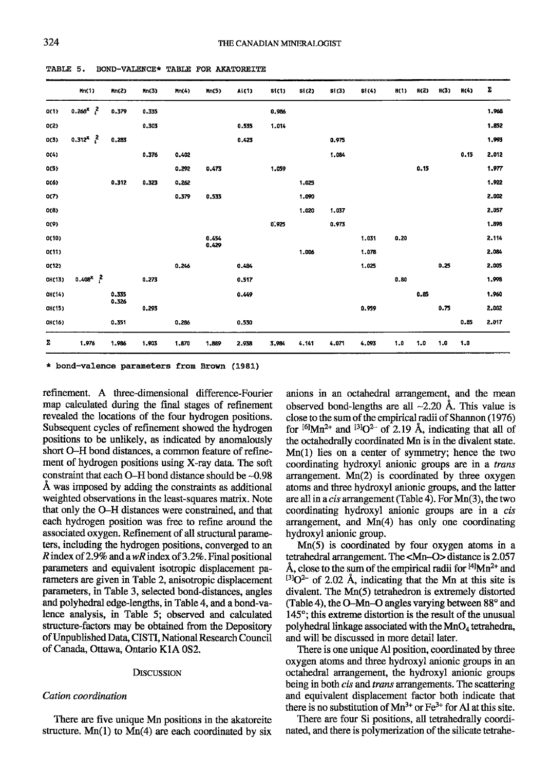TABLE 5. BOND-VALENCE* TABLE FOR AKATOREITE

| | Mn(1) | Mn(2) | Mn(3) | Mn(4) | Mn(5) | Al(1) | Si(1) | Si(2) | Si(3) | Si(4) | H(1) | H(2) | H(3) | H(4) | Σ |
|---|---|---|---|---|---|---|---|---|---|---|---|---|---|---|---|
| O(1) | $0.268^{\times 2}\downarrow$ | 0.379 | 0.335 | | | | 0.986 | | | | | | | | 1.968 |
| O(2) | | | 0.303 | | | 0.535 | 1.014 | | | | | | | | 1.852 |
| O(3) | $0.312^{\times 2}\downarrow$ | 0.283 | | | | 0.423 | | | 0.975 | | | | | | 1.993 |
| O(4) | | | 0.376 | 0.402 | | | | | 1.084 | | | | | 0.15 | 2.012 |
| O(5) | | | | 0.292 | 0.473 | | 1.059 | | | | | 0.15 | | | 1.977 |
| O(6) | | 0.312 | 0.323 | 0.262 | | | | 1.025 | | | | | | | 1.922 |
| O(7) | | | | 0.379 | 0.533 | | | 1.090 | | | | | | | 2.002 |
| O(8) | | | | | | | | 1.020 | 1.037 | | | | | | 2.057 |
| O(9) | | | | | | | 0.925 | | 0.973 | | | | | | 1.898 |
| O(10) | | | | | 0.454<br>0.429 | | | | | 1.031 | 0.20 | | | | 2.114 |
| O(11) | | | | | | | | 1.006 | | 1.078 | | | | | 2.084 |
| O(12) | | | | 0.246 | | 0.484 | | | | 1.025 | | | 0.25 | | 2.005 |
| OH(13) | $0.408^{\times 2}\downarrow$ | | 0.273 | | | 0.517 | | | | | 0.80 | | | | 1.998 |
| OH(14) | | 0.335<br>0.326 | | | | 0.449 | | | | | | 0.85 | | | 1.960 |
| OH(15) | | | 0.293 | | | | | | | 0.959 | | | 0.75 | | 2.002 |
| OH(16) | | 0.351 | | 0.286 | | 0.530 | | | | | | | | 0.85 | 2.017 |
| Σ | 1.976 | 1.986 | 1.903 | 1.870 | 1.889 | 2.938 | 3.984 | 4.141 | 4.071 | 4.093 | 1.0 | 1.0 | 1.0 | 1.0 | |

* bond-valence parameters from Brown (1981)

refinement. A three-dimensional difference-Fourier map calculated during the final stages of refinement revealed the locations of the four hydrogen positions. Subsequent cycles of refinement showed the hydrogen positions to be unlikely, as indicated by anomalously short O–H bond distances, a common feature of refinement of hydrogen positions using X-ray data. The soft constraint that each O–H bond distance should be ~0.98 Å was imposed by adding the constraints as additional weighted observations in the least-squares matrix. Note that only the O–H distances were constrained, and that each hydrogen position was free to refine around the associated oxygen. Refinement of all structural parameters, including the hydrogen positions, converged to an $R$ index of 2.9% and a $wR$ index of 3.2%. Final positional parameters and equivalent isotropic displacement parameters are given in Table 2, anisotropic displacement parameters, in Table 3, selected bond-distances, angles and polyhedral edge-lengths, in Table 4, and a bond-valence analysis, in Table 5; observed and calculated structure-factors may be obtained from the Depository of Unpublished Data, CISTI, National Research Council of Canada, Ottawa, Ontario K1A 0S2.

## Discussion

### *Cation coordination*

There are five unique Mn positions in the akatoreite structure. Mn(1) to Mn(4) are each coordinated by six anions in an octahedral arrangement, and the mean observed bond-lengths are all ~2.20 Å. This value is close to the sum of the empirical radii of Shannon (1976) for $^{[6]}Mn^{2+}$ and $^{[3]}O^{2-}$ of 2.19 Å, indicating that all of the octahedrally coordinated Mn is in the divalent state. Mn(1) lies on a center of symmetry; hence the two coordinating hydroxyl anionic groups are in a *trans* arrangement. Mn(2) is coordinated by three oxygen atoms and three hydroxyl anionic groups, and the latter are all in a *cis* arrangement (Table 4). For Mn(3), the two coordinating hydroxyl anionic groups are in a *cis* arrangement, and Mn(4) has only one coordinating hydroxyl anionic group.

Mn(5) is coordinated by four oxygen atoms in a tetrahedral arrangement. The <Mn–O> distance is 2.057 Å, close to the sum of the empirical radii for $^{[4]}Mn^{2+}$ and $^{[3]}O^{2-}$ of 2.02 Å, indicating that the Mn at this site is divalent. The Mn(5) tetrahedron is extremely distorted (Table 4), the O–Mn–O angles varying between 88° and 145°; this extreme distortion is the result of the unusual polyhedral linkage associated with the $MnO_4$ tetrahedra, and will be discussed in more detail later.

There is one unique Al position, coordinated by three oxygen atoms and three hydroxyl anionic groups in an octahedral arrangement, the hydroxyl anionic groups being in both *cis* and *trans* arrangements. The scattering and equivalent displacement factor both indicate that there is no substitution of $Mn^{3+}$ or $Fe^{3+}$ for Al at this site.

There are four Si positions, all tetrahedrally coordinated, and there is polymerization of the silicate tetrahe-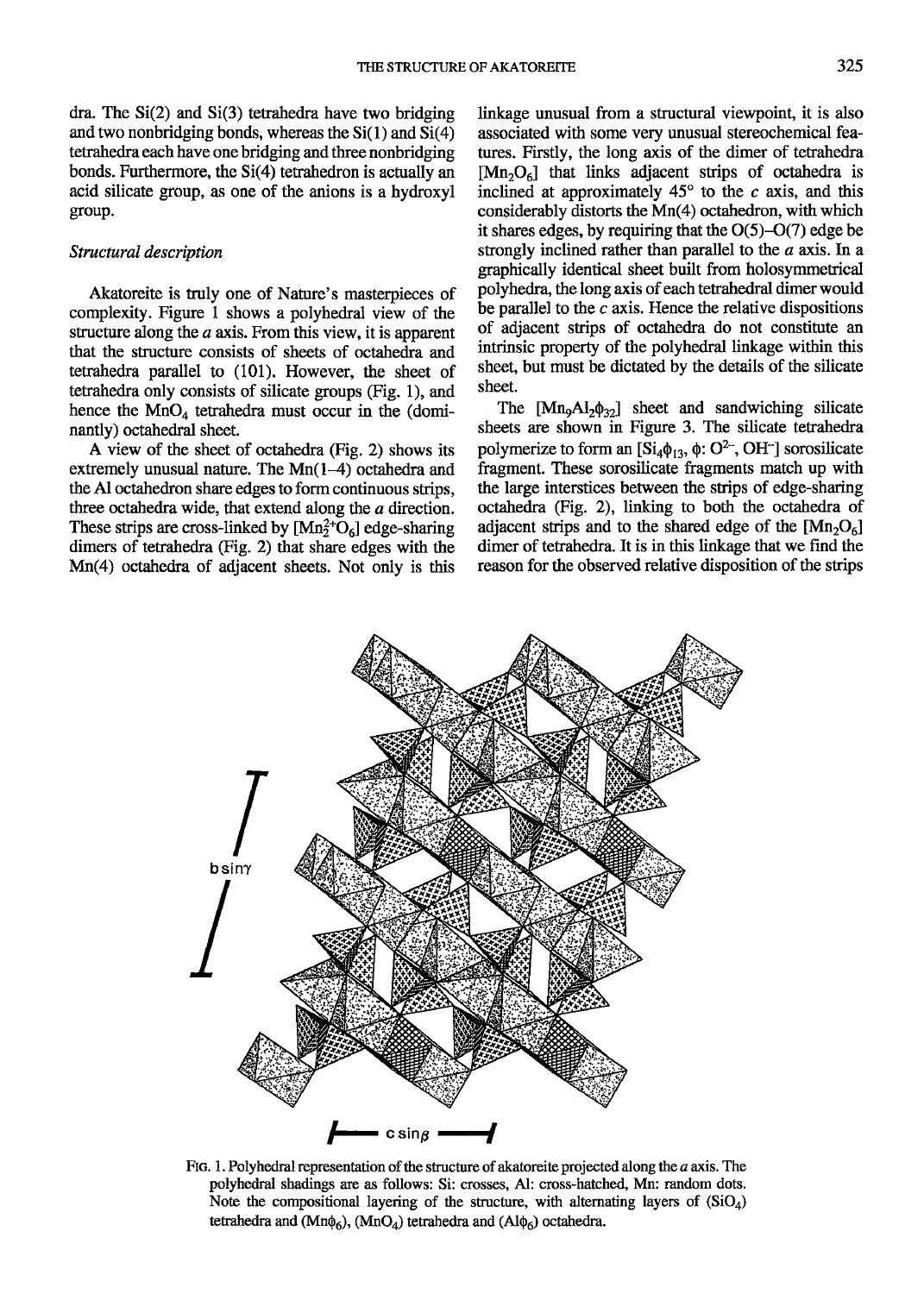dra. The Si(2) and Si(3) tetrahedra have two bridging and two nonbridging bonds, whereas the Si(1) and Si(4) tetrahedra each have one bridging and three nonbridging bonds. Furthermore, the Si(4) tetrahedron is actually an acid silicate group, as one of the anions is a hydroxyl group.

### *Structural description*

Akatoreite is truly one of Nature's masterpieces of complexity. Figure 1 shows a polyhedral view of the structure along the *a* axis. From this view, it is apparent that the structure consists of sheets of octahedra and tetrahedra parallel to (101). However, the sheet of tetrahedra only consists of silicate groups (Fig. 1), and hence the $MnO_4$ tetrahedra must occur in the (dominantly) octahedral sheet.

A view of the sheet of octahedra (Fig. 2) shows its extremely unusual nature. The Mn(1–4) octahedra and the Al octahedron share edges to form continuous strips, three octahedra wide, that extend along the *a* direction. These strips are cross-linked by $[Mn_2^{2+}O_6]$ edge-sharing dimers of tetrahedra (Fig. 2) that share edges with the Mn(4) octahedra of adjacent sheets. Not only is this linkage unusual from a structural viewpoint, it is also associated with some very unusual stereochemical features. Firstly, the long axis of the dimer of tetrahedra $[Mn_2O_6]$ that links adjacent strips of octahedra is inclined at approximately 45° to the *c* axis, and this considerably distorts the Mn(4) octahedron, with which it shares edges, by requiring that the O(5)–O(7) edge be strongly inclined rather than parallel to the *a* axis. In a graphically identical sheet built from holosymmetrical polyhedra, the long axis of each tetrahedral dimer would be parallel to the *c* axis. Hence the relative dispositions of adjacent strips of octahedra do not constitute an intrinsic property of the polyhedral linkage within this sheet, but must be dictated by the details of the silicate sheet.

The $[Mn_9Al_2\phi_{32}]$ sheet and sandwiching silicate sheets are shown in Figure 3. The silicate tetrahedra polymerize to form an $[Si_4\phi_{13}$, $\phi$: $O^{2-}$, $OH^-]$ sorosilicate fragment. These sorosilicate fragments match up with the large interstices between the strips of edge-sharing octahedra (Fig. 2), linking to both the octahedra of adjacent strips and to the shared edge of the $[Mn_2O_6]$ dimer of tetrahedra. It is in this linkage that we find the reason for the observed relative disposition of the strips

FIG. 1. Polyhedral representation of the structure of akatoreite projected along the *a* axis. The polyhedral shadings are as follows: Si: crosses, Al: cross-hatched, Mn: random dots. Note the compositional layering of the structure, with alternating layers of $(SiO_4)$ tetrahedra and $(Mn\phi_6)$, $(MnO_4)$ tetrahedra and $(Al\phi_6)$ octahedra.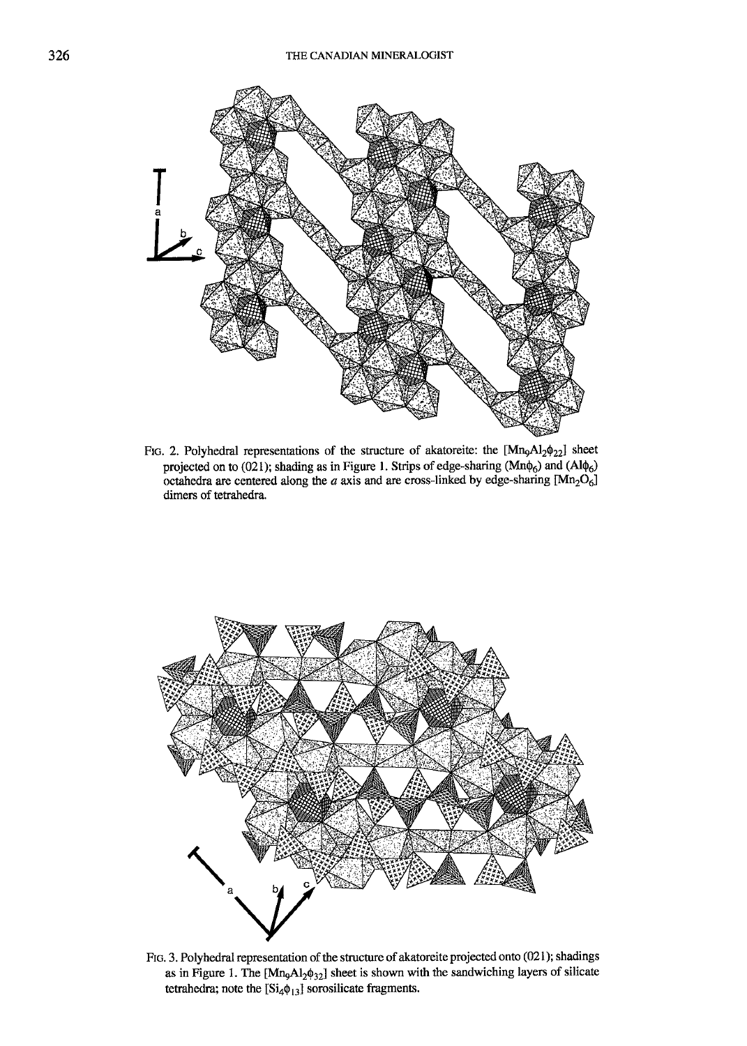FIG. 2. Polyhedral representations of the structure of akatoreite: the $[Mn_9Al_2\phi_{22}]$ sheet projected on to (021); shading as in Figure 1. Strips of edge-sharing $(Mn\phi_6)$ and $(Al\phi_6)$ octahedra are centered along the *a* axis and are cross-linked by edge-sharing $[Mn_2O_6]$ dimers of tetrahedra.

FIG. 3. Polyhedral representation of the structure of akatoreite projected onto (021); shadings as in Figure 1. The $[Mn_9Al_2\phi_{32}]$ sheet is shown with the sandwiching layers of silicate tetrahedra; note the $[Si_4\phi_{13}]$ sorosilicate fragments.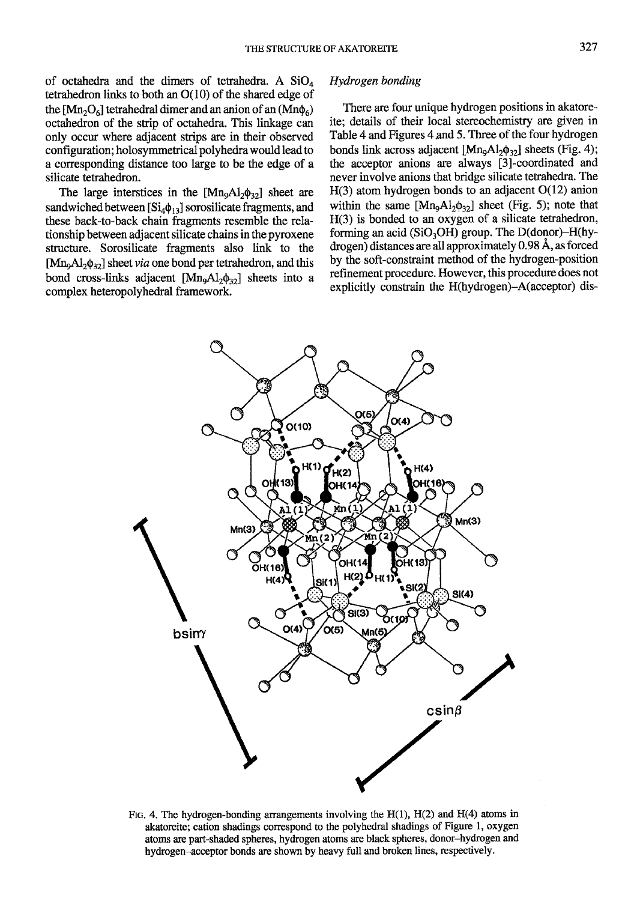of octahedra and the dimers of tetrahedra. A $SiO_4$ tetrahedron links to both an O(10) of the shared edge of the $[Mn_2O_6]$ tetrahedral dimer and an anion of an $(Mn\phi_6)$ octahedron of the strip of octahedra. This linkage can only occur where adjacent strips are in their observed configuration; holosymmetrical polyhedra would lead to a corresponding distance too large to be the edge of a silicate tetrahedron.

The large interstices in the $[Mn_9Al_2\phi_{32}]$ sheet are sandwiched between $[Si_4\phi_{13}]$ sorosilicate fragments, and these back-to-back chain fragments resemble the relationship between adjacent silicate chains in the pyroxene structure. Sorosilicate fragments also link to the $[Mn_9Al_2\phi_{32}]$ sheet *via* one bond per tetrahedron, and this bond cross-links adjacent $[Mn_9Al_2\phi_{32}]$ sheets into a complex heteropolyhedral framework.

### *Hydrogen bonding*

There are four unique hydrogen positions in akatoreite; details of their local stereochemistry are given in Table 4 and Figures 4 and 5. Three of the four hydrogen bonds link across adjacent $[Mn_9Al_2\phi_{32}]$ sheets (Fig. 4); the acceptor anions are always [3]-coordinated and never involve anions that bridge silicate tetrahedra. The H(3) atom hydrogen bonds to an adjacent O(12) anion within the same $[Mn_9Al_2\phi_{32}]$ sheet (Fig. 5); note that H(3) is bonded to an oxygen of a silicate tetrahedron, forming an acid $(SiO_3OH)$ group. The D(donor)–H(hydrogen) distances are all approximately 0.98 Å, as forced by the soft-constraint method of the hydrogen-position refinement procedure. However, this procedure does not explicitly constrain the H(hydrogen)–A(acceptor) dis-

FIG. 4. The hydrogen-bonding arrangements involving the H(1), H(2) and H(4) atoms in akatoreite; cation shadings correspond to the polyhedral shadings of Figure 1, oxygen atoms are part-shaded spheres, hydrogen atoms are black spheres, donor–hydrogen and hydrogen–acceptor bonds are shown by heavy full and broken lines, respectively.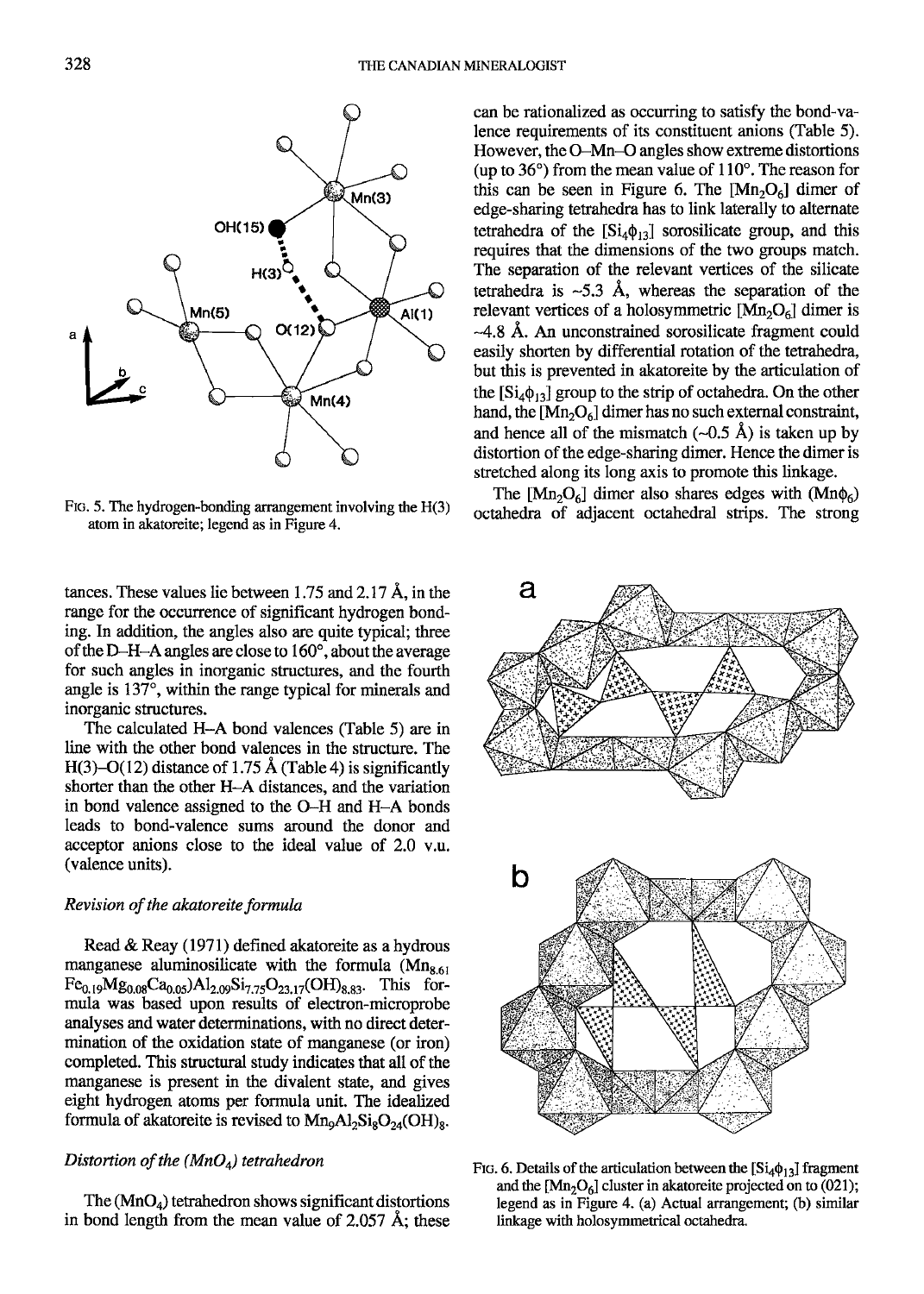FIG. 5. The hydrogen-bonding arrangement involving the H(3) atom in akatoreite; legend as in Figure 4.

tances. These values lie between 1.75 and 2.17 Å, in the range for the occurrence of significant hydrogen bonding. In addition, the angles also are quite typical; three of the D–H–A angles are close to 160°, about the average for such angles in inorganic structures, and the fourth angle is 137°, within the range typical for minerals and inorganic structures.

The calculated H–A bond valences (Table 5) are in line with the other bond valences in the structure. The H(3)–O(12) distance of 1.75 Å (Table 4) is significantly shorter than the other H–A distances, and the variation in bond valence assigned to the O–H and H–A bonds leads to bond-valence sums around the donor and acceptor anions close to the ideal value of 2.0 v.u. (valence units).

### *Revision of the akatoreite formula*

Read & Reay (1971) defined akatoreite as a hydrous manganese aluminosilicate with the formula $(Mn_{8.61}Fe_{0.19}Mg_{0.08}Ca_{0.05})Al_{2.09}Si_{7.75}O_{23.17}(OH)_{8.83}$. This formula was based upon results of electron-microprobe analyses and water determinations, with no direct determination of the oxidation state of manganese (or iron) completed. This structural study indicates that all of the manganese is present in the divalent state, and gives eight hydrogen atoms per formula unit. The idealized formula of akatoreite is revised to $Mn_9Al_2Si_8O_{24}(OH)_8$.

### *Distortion of the (MnO₄) tetrahedron*

The $(MnO_4)$ tetrahedron shows significant distortions in bond length from the mean value of 2.057 Å; these can be rationalized as occurring to satisfy the bond-valence requirements of its constituent anions (Table 5). However, the O–Mn–O angles show extreme distortions (up to 36°) from the mean value of 110°. The reason for this can be seen in Figure 6. The $[Mn_2O_6]$ dimer of edge-sharing tetrahedra has to link laterally to alternate tetrahedra of the $[Si_4\phi_{13}]$ sorosilicate group, and this requires that the dimensions of the two groups match. The separation of the relevant vertices of the silicate tetrahedra is ~5.3 Å, whereas the separation of the relevant vertices of a holosymmetric $[Mn_2O_6]$ dimer is ~4.8 Å. An unconstrained sorosilicate fragment could easily shorten by differential rotation of the tetrahedra, but this is prevented in akatoreite by the articulation of the $[Si_4\phi_{13}]$ group to the strip of octahedra. On the other hand, the $[Mn_2O_6]$ dimer has no such external constraint, and hence all of the mismatch (~0.5 Å) is taken up by distortion of the edge-sharing dimer. Hence the dimer is stretched along its long axis to promote this linkage.

The $[Mn_2O_6]$ dimer also shares edges with $(Mn\phi_6)$ octahedra of adjacent octahedral strips. The strong

FIG. 6. Details of the articulation between the $[Si_4\phi_{13}]$ fragment and the $[Mn_2O_6]$ cluster in akatoreite projected on to (021); legend as in Figure 4. (a) Actual arrangement; (b) similar linkage with holosymmetrical octahedra.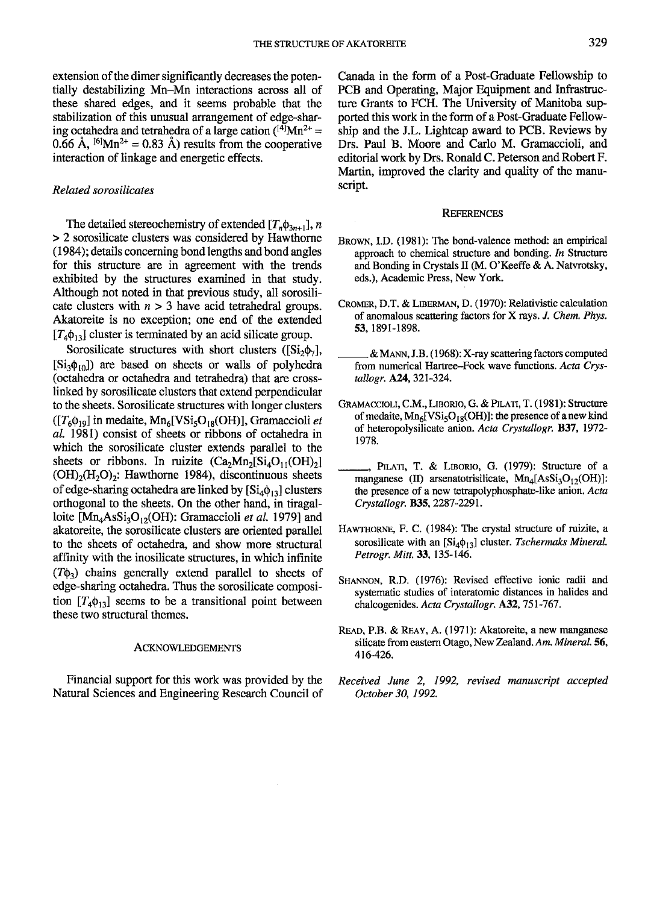extension of the dimer significantly decreases the potentially destabilizing Mn–Mn interactions across all of these shared edges, and it seems probable that the stabilization of this unusual arrangement of edge-sharing octahedra and tetrahedra of a large cation ($^{[4]}Mn^{2+}$ = 0.66 Å, $^{[6]}Mn^{2+}$ = 0.83 Å) results from the cooperative interaction of linkage and energetic effects.

### *Related sorosilicates*

The detailed stereochemistry of extended $[T_n\phi_{3n+1}]$, $n > 2$ sorosilicate clusters was considered by Hawthorne (1984); details concerning bond lengths and bond angles for this structure are in agreement with the trends exhibited by the structures examined in that study. Although not noted in that previous study, all sorosilicate clusters with $n > 3$ have acid tetrahedral groups. Akatoreite is no exception; one end of the extended $[T_4\phi_{13}]$ cluster is terminated by an acid silicate group.

Sorosilicate structures with short clusters ($[Si_2\phi_7]$, $[Si_3\phi_{10}]$) are based on sheets or walls of polyhedra (octahedra or octahedra and tetrahedra) that are cross-linked by sorosilicate clusters that extend perpendicular to the sheets. Sorosilicate structures with longer clusters ($[T_6\phi_{19}]$ in medaite, $Mn_6[VSi_5O_{18}(OH)]$, Gramaccioli *et al.* 1981) consist of sheets or ribbons of octahedra in which the sorosilicate cluster extends parallel to the sheets or ribbons. In ruizite ($Ca_2Mn_2[Si_4O_{11}(OH)_2](OH)_2(H_2O)_2$: Hawthorne 1984), discontinuous sheets of edge-sharing octahedra are linked by $[Si_4\phi_{13}]$ clusters orthogonal to the sheets. On the other hand, in tiragalloite [$Mn_4AsSi_3O_{12}(OH)$: Gramaccioli *et al.* 1979] and akatoreite, the sorosilicate clusters are oriented parallel to the sheets of octahedra, and show more structural affinity with the inosilicate structures, in which infinite $(T\phi_3)$ chains generally extend parallel to sheets of edge-sharing octahedra. Thus the sorosilicate composition $[T_4\phi_{13}]$ seems to be a transitional point between these two structural themes.

## Acknowledgements

Financial support for this work was provided by the Natural Sciences and Engineering Research Council of Canada in the form of a Post-Graduate Fellowship to PCB and Operating, Major Equipment and Infrastructure Grants to FCH. The University of Manitoba supported this work in the form of a Post-Graduate Fellowship and the J.L. Lightcap award to PCB. Reviews by Drs. Paul B. Moore and Carlo M. Gramaccioli, and editorial work by Drs. Ronald C. Peterson and Robert F. Martin, improved the clarity and quality of the manuscript.

## References

Brown, I.D. (1981): The bond-valence method: an empirical approach to chemical structure and bonding. *In* Structure and Bonding in Crystals II (M. O'Keeffe & A. Natvrotsky, eds.), Academic Press, New York.

Cromer, D.T. & Liberman, D. (1970): Relativistic calculation of anomalous scattering factors for X rays. *J. Chem. Phys.* **53**, 1891-1898.

______ & Mann, J.B. (1968): X-ray scattering factors computed from numerical Hartree–Fock wave functions. *Acta Crystallogr.* **A24**, 321-324.

Gramaccioli, C.M., Liborio, G. & Pilati, T. (1981): Structure of medaite, $Mn_6[VSi_5O_{18}(OH)]$: the presence of a new kind of heteropolysilicate anion. *Acta Crystallogr.* **B37**, 1972-1978.

______, Pilati, T. & Liborio, G. (1979): Structure of a manganese (II) arsenatotrisilicate, $Mn_4[AsSi_3O_{12}(OH)]$: the presence of a new tetrapolyphosphate-like anion. *Acta Crystallogr.* **B35**, 2287-2291.

Hawthorne, F. C. (1984): The crystal structure of ruizite, a sorosilicate with an $[Si_4\phi_{13}]$ cluster. *Tschermaks Mineral. Petrogr. Mitt.* **33**, 135-146.

Shannon, R.D. (1976): Revised effective ionic radii and systematic studies of interatomic distances in halides and chalcogenides. *Acta Crystallogr.* **A32**, 751-767.

Read, P.B. & Reay, A. (1971): Akatoreite, a new manganese silicate from eastern Otago, New Zealand. *Am. Mineral.* **56**, 416-426.

*Received June 2, 1992, revised manuscript accepted October 30, 1992.*